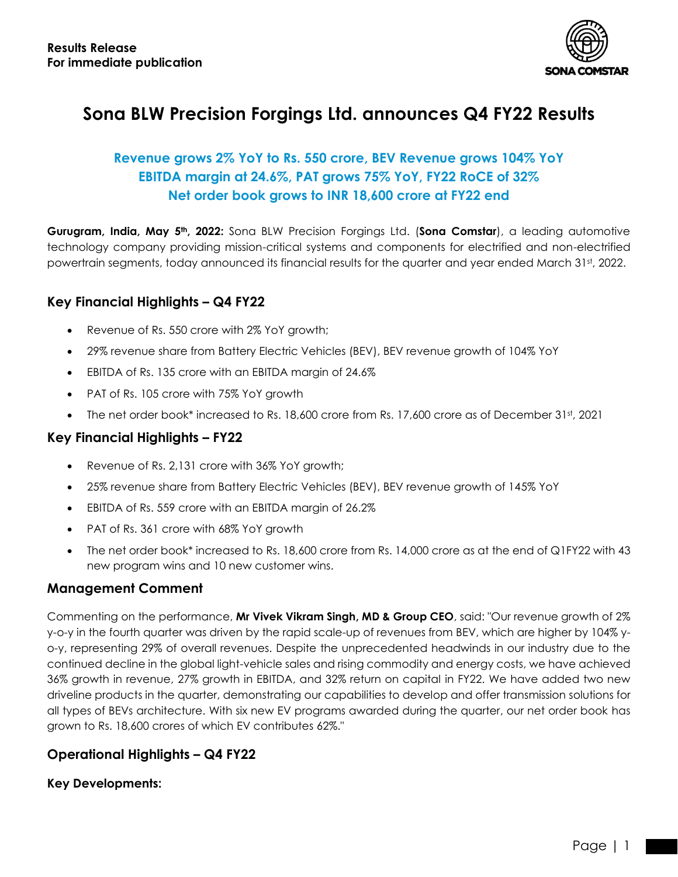**Results Release**
**For immediate publication**

SONA COMSTAR

# Sona BLW Precision Forgings Ltd. announces Q4 FY22 Results

### Revenue grows 2% YoY to Rs. 550 crore, BEV Revenue grows 104% YoY
### EBITDA margin at 24.6%, PAT grows 75% YoY, FY22 RoCE of 32%
### Net order book grows to INR 18,600 crore at FY22 end

**Gurugram, India, May 5th, 2022:** Sona BLW Precision Forgings Ltd. (**Sona Comstar**), a leading automotive technology company providing mission-critical systems and components for electrified and non-electrified powertrain segments, today announced its financial results for the quarter and year ended March 31st, 2022.

## Key Financial Highlights – Q4 FY22

- Revenue of Rs. 550 crore with 2% YoY growth;
- 29% revenue share from Battery Electric Vehicles (BEV), BEV revenue growth of 104% YoY
- EBITDA of Rs. 135 crore with an EBITDA margin of 24.6%
- PAT of Rs. 105 crore with 75% YoY growth
- The net order book* increased to Rs. 18,600 crore from Rs. 17,600 crore as of December 31st, 2021

## Key Financial Highlights – FY22

- Revenue of Rs. 2,131 crore with 36% YoY growth;
- 25% revenue share from Battery Electric Vehicles (BEV), BEV revenue growth of 145% YoY
- EBITDA of Rs. 559 crore with an EBITDA margin of 26.2%
- PAT of Rs. 361 crore with 68% YoY growth
- The net order book* increased to Rs. 18,600 crore from Rs. 14,000 crore as at the end of Q1FY22 with 43 new program wins and 10 new customer wins.

## Management Comment

Commenting on the performance, **Mr Vivek Vikram Singh, MD & Group CEO**, said: "Our revenue growth of 2% y-o-y in the fourth quarter was driven by the rapid scale-up of revenues from BEV, which are higher by 104% y-o-y, representing 29% of overall revenues. Despite the unprecedented headwinds in our industry due to the continued decline in the global light-vehicle sales and rising commodity and energy costs, we have achieved 36% growth in revenue, 27% growth in EBITDA, and 32% return on capital in FY22. We have added two new driveline products in the quarter, demonstrating our capabilities to develop and offer transmission solutions for all types of BEVs architecture. With six new EV programs awarded during the quarter, our net order book has grown to Rs. 18,600 crores of which EV contributes 62%."

## Operational Highlights – Q4 FY22

**Key Developments:**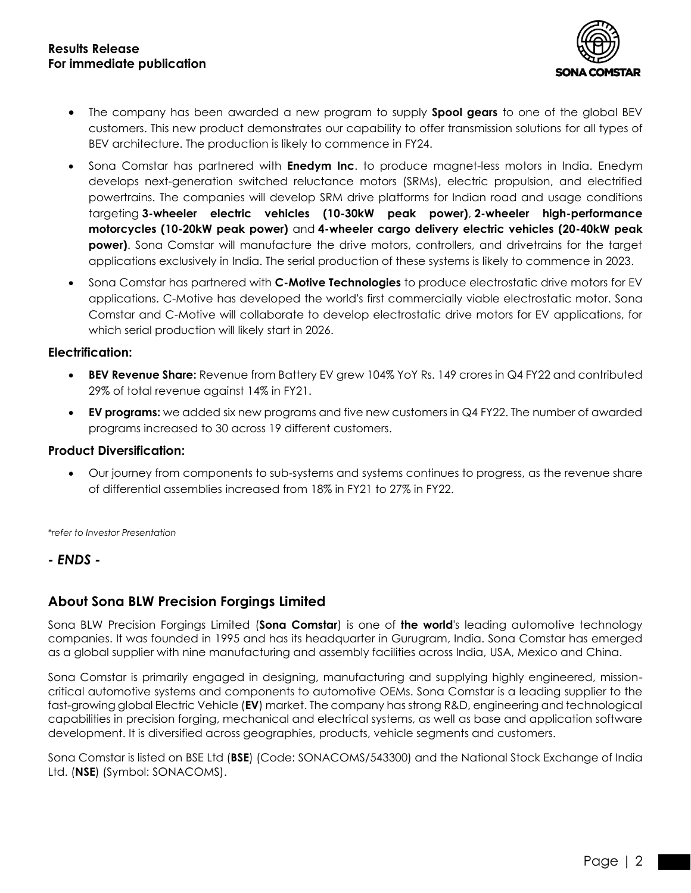- The company has been awarded a new program to supply **Spool gears** to one of the global BEV customers. This new product demonstrates our capability to offer transmission solutions for all types of BEV architecture. The production is likely to commence in FY24.
- Sona Comstar has partnered with **Enedym Inc**. to produce magnet-less motors in India. Enedym develops next-generation switched reluctance motors (SRMs), electric propulsion, and electrified powertrains. The companies will develop SRM drive platforms for Indian road and usage conditions targeting **3-wheeler electric vehicles (10-30kW peak power)**, **2-wheeler high-performance motorcycles (10-20kW peak power)** and **4-wheeler cargo delivery electric vehicles (20-40kW peak power)**. Sona Comstar will manufacture the drive motors, controllers, and drivetrains for the target applications exclusively in India. The serial production of these systems is likely to commence in 2023.
- Sona Comstar has partnered with **C-Motive Technologies** to produce electrostatic drive motors for EV applications. C-Motive has developed the world's first commercially viable electrostatic motor. Sona Comstar and C-Motive will collaborate to develop electrostatic drive motors for EV applications, for which serial production will likely start in 2026.

### Electrification:

- **BEV Revenue Share:** Revenue from Battery EV grew 104% YoY Rs. 149 crores in Q4 FY22 and contributed 29% of total revenue against 14% in FY21.
- **EV programs:** we added six new programs and five new customers in Q4 FY22. The number of awarded programs increased to 30 across 19 different customers.

### Product Diversification:

- Our journey from components to sub-systems and systems continues to progress, as the revenue share of differential assemblies increased from 18% in FY21 to 27% in FY22.

*\*refer to Investor Presentation*

***- ENDS -***

## About Sona BLW Precision Forgings Limited

Sona BLW Precision Forgings Limited (**Sona Comstar**) is one of **the world**'s leading automotive technology companies. It was founded in 1995 and has its headquarter in Gurugram, India. Sona Comstar has emerged as a global supplier with nine manufacturing and assembly facilities across India, USA, Mexico and China.

Sona Comstar is primarily engaged in designing, manufacturing and supplying highly engineered, mission-critical automotive systems and components to automotive OEMs. Sona Comstar is a leading supplier to the fast-growing global Electric Vehicle (**EV**) market. The company has strong R&D, engineering and technological capabilities in precision forging, mechanical and electrical systems, as well as base and application software development. It is diversified across geographies, products, vehicle segments and customers.

Sona Comstar is listed on BSE Ltd (**BSE**) (Code: SONACOMS/543300) and the National Stock Exchange of India Ltd. (**NSE**) (Symbol: SONACOMS).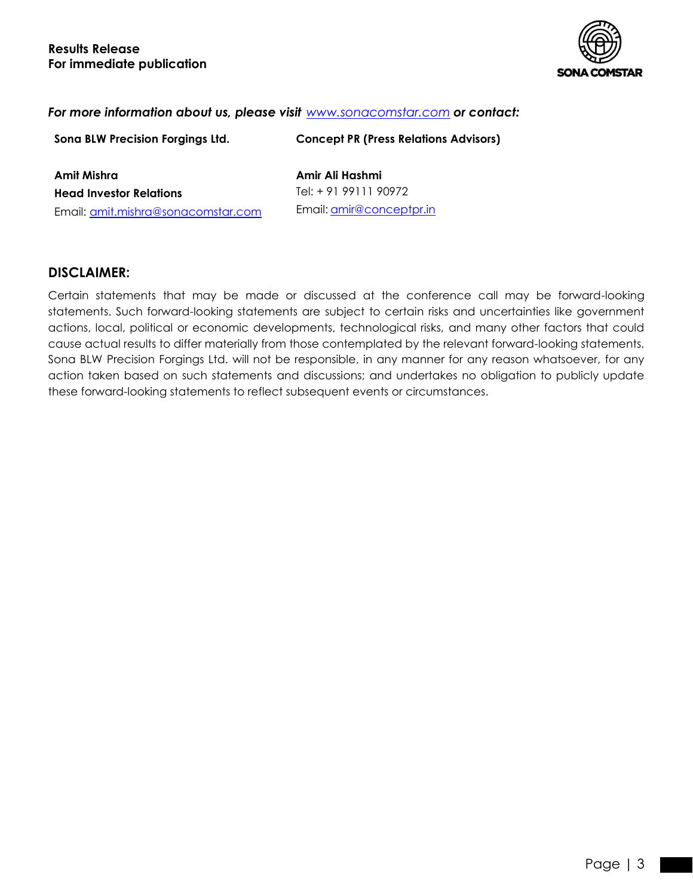**Results Release**
**For immediate publication**

***For more information about us, please visit [www.sonacomstar.com](http://www.sonacomstar.com) or contact:***

| **Sona BLW Precision Forgings Ltd.** | **Concept PR (Press Relations Advisors)** |
|---|---|
| **Amit Mishra** | **Amir Ali Hashmi** |
| **Head Investor Relations** | Tel: + 91 99111 90972 |
| Email: amit.mishra@sonacomstar.com | Email: amir@conceptpr.in |

## DISCLAIMER:

Certain statements that may be made or discussed at the conference call may be forward-looking statements. Such forward-looking statements are subject to certain risks and uncertainties like government actions, local, political or economic developments, technological risks, and many other factors that could cause actual results to differ materially from those contemplated by the relevant forward-looking statements. Sona BLW Precision Forgings Ltd. will not be responsible, in any manner for any reason whatsoever, for any action taken based on such statements and discussions; and undertakes no obligation to publicly update these forward-looking statements to reflect subsequent events or circumstances.